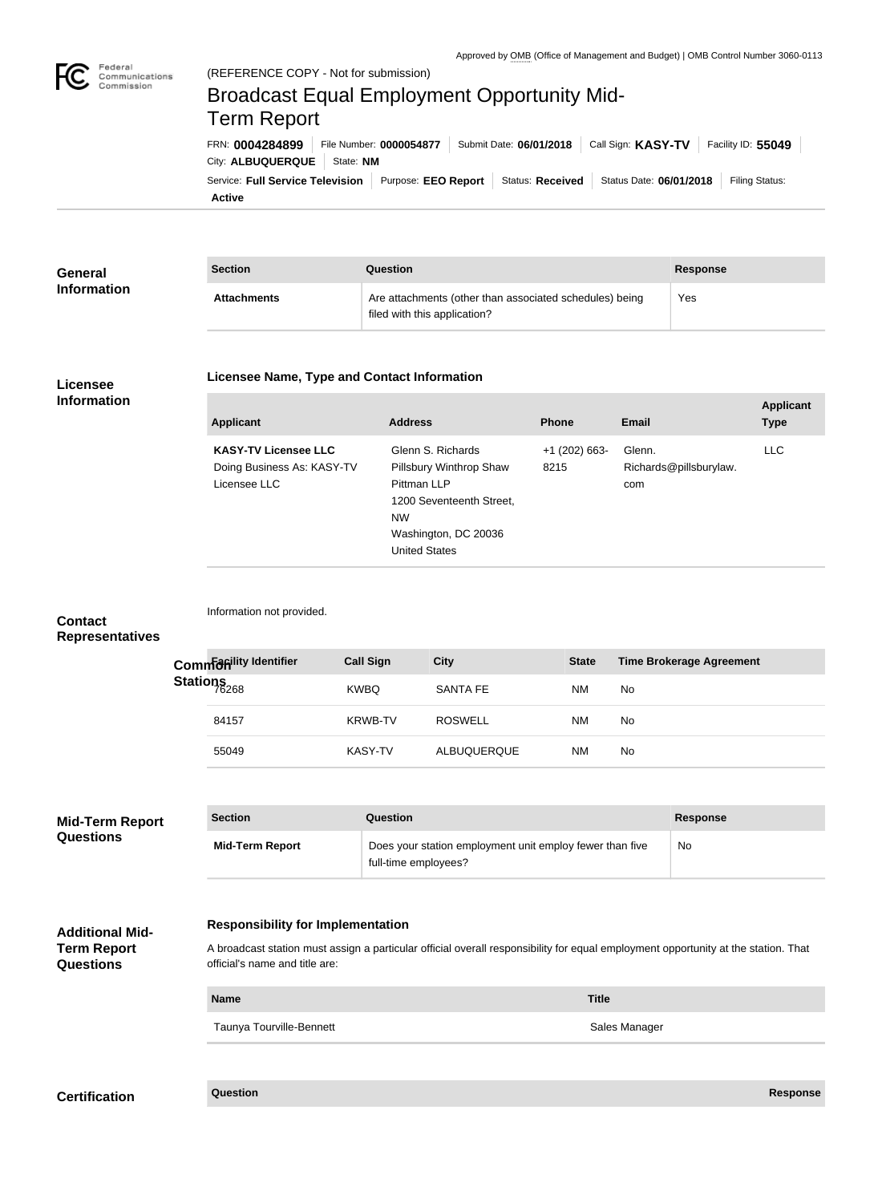Approved by OMB (Office of Management and Budget) | OMB Control Number 3060-0113

Federal Communications Commission

(REFERENCE COPY - Not for submission)

# Broadcast Equal Employment Opportunity Mid-Term Report

FRN: **0004284899** | File Number: **0000054877** | Submit Date: **06/01/2018** | Call Sign: **KASY-TV** | Facility ID: **55049** | City: **ALBUQUERQUE** | State: **NM** | Service: **Full Service Television** | Purpose: **EEO Report** | Status: **Received** | Status Date: **06/01/2018** | Filing Status: **Active**

## General Information

| Section | Question | Response |
| --- | --- | --- |
| **Attachments** | Are attachments (other than associated schedules) being filed with this application? | Yes |

## Licensee Information

### Licensee Name, Type and Contact Information

| Applicant | Address | Phone | Email | Applicant Type |
| --- | --- | --- | --- | --- |
| **KASY-TV Licensee LLC** Doing Business As: KASY-TV Licensee LLC | Glenn S. Richards Pillsbury Winthrop Shaw Pittman LLP 1200 Seventeenth Street, NW Washington, DC 20036 United States | +1 (202) 663-8215 | Glenn.Richards@pillsburylaw.com | LLC |

## Contact Representatives

Information not provided.

## Common Stations

| Facility Identifier | Call Sign | City | State | Time Brokerage Agreement |
| --- | --- | --- | --- | --- |
| 76268 | KWBQ | SANTA FE | NM | No |
| 84157 | KRWB-TV | ROSWELL | NM | No |
| 55049 | KASY-TV | ALBUQUERQUE | NM | No |

## Mid-Term Report Questions

| Section | Question | Response |
| --- | --- | --- |
| **Mid-Term Report** | Does your station employment unit employ fewer than five full-time employees? | No |

## Additional Mid-Term Report Questions

### Responsibility for Implementation

A broadcast station must assign a particular official overall responsibility for equal employment opportunity at the station. That official's name and title are:

| Name | Title |
| --- | --- |
| Taunya Tourville-Bennett | Sales Manager |

## Certification

| Question | Response |
| --- | --- |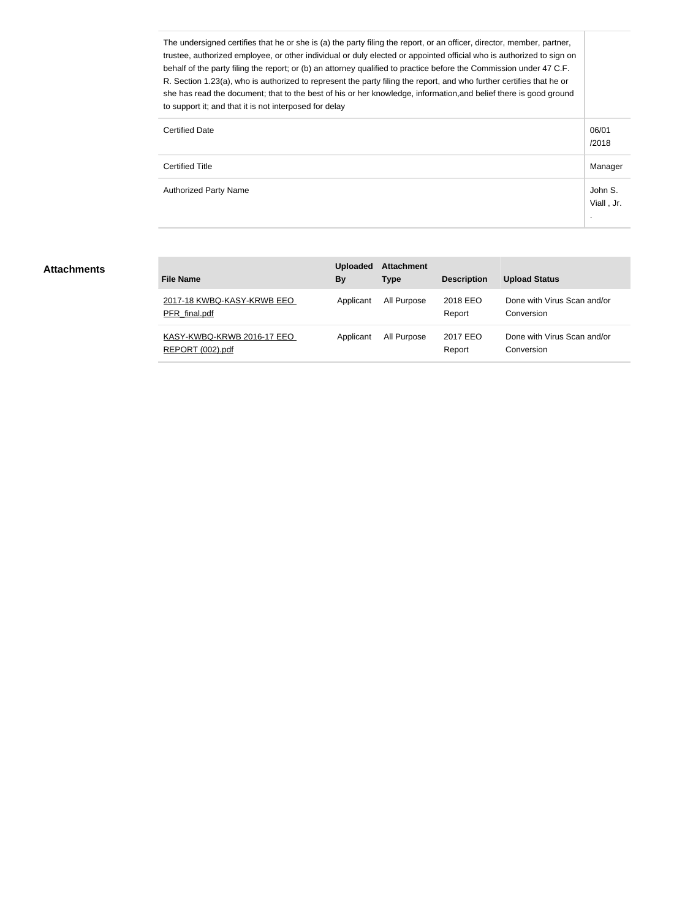| | |
|---|---|
| The undersigned certifies that he or she is (a) the party filing the report, or an officer, director, member, partner, trustee, authorized employee, or other individual or duly elected or appointed official who is authorized to sign on behalf of the party filing the report; or (b) an attorney qualified to practice before the Commission under 47 C.F. R. Section 1.23(a), who is authorized to represent the party filing the report, and who further certifies that he or she has read the document; that to the best of his or her knowledge, information,and belief there is good ground to support it; and that it is not interposed for delay | |
| Certified Date | 06/01 /2018 |
| Certified Title | Manager |
| Authorized Party Name | John S. Viall , Jr. . |

## Attachments

| File Name | Uploaded By | Attachment Type | Description | Upload Status |
|---|---|---|---|---|
| 2017-18 KWBQ-KASY-KRWB EEO PFR_final.pdf | Applicant | All Purpose | 2018 EEO Report | Done with Virus Scan and/or Conversion |
| KASY-KWBQ-KRWB 2016-17 EEO REPORT (002).pdf | Applicant | All Purpose | 2017 EEO Report | Done with Virus Scan and/or Conversion |